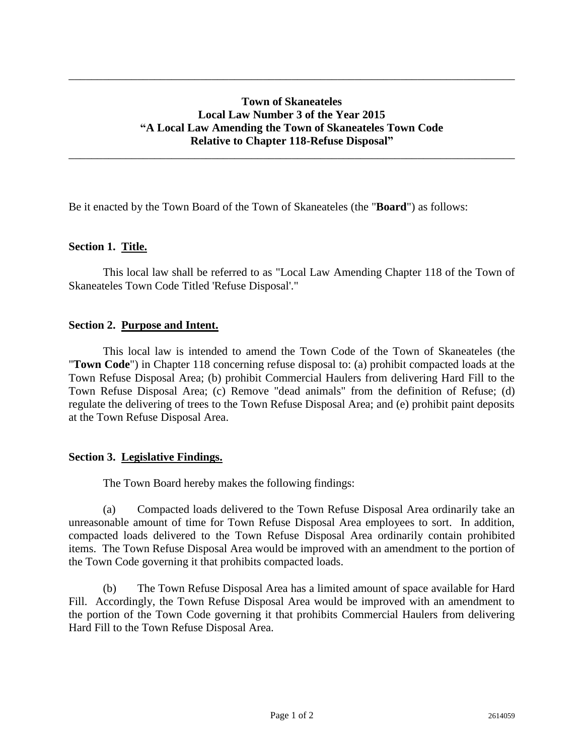---

**Town of Skaneateles**
**Local Law Number 3 of the Year 2015**
**"A Local Law Amending the Town of Skaneateles Town Code**
**Relative to Chapter 118-Refuse Disposal"**

---

Be it enacted by the Town Board of the Town of Skaneateles (the "**Board**") as follows:

**Section 1. Title.**

This local law shall be referred to as "Local Law Amending Chapter 118 of the Town of Skaneateles Town Code Titled 'Refuse Disposal'."

**Section 2. Purpose and Intent.**

This local law is intended to amend the Town Code of the Town of Skaneateles (the "**Town Code**") in Chapter 118 concerning refuse disposal to: (a) prohibit compacted loads at the Town Refuse Disposal Area; (b) prohibit Commercial Haulers from delivering Hard Fill to the Town Refuse Disposal Area; (c) Remove "dead animals" from the definition of Refuse; (d) regulate the delivering of trees to the Town Refuse Disposal Area; and (e) prohibit paint deposits at the Town Refuse Disposal Area.

**Section 3. Legislative Findings.**

The Town Board hereby makes the following findings:

(a) Compacted loads delivered to the Town Refuse Disposal Area ordinarily take an unreasonable amount of time for Town Refuse Disposal Area employees to sort. In addition, compacted loads delivered to the Town Refuse Disposal Area ordinarily contain prohibited items. The Town Refuse Disposal Area would be improved with an amendment to the portion of the Town Code governing it that prohibits compacted loads.

(b) The Town Refuse Disposal Area has a limited amount of space available for Hard Fill. Accordingly, the Town Refuse Disposal Area would be improved with an amendment to the portion of the Town Code governing it that prohibits Commercial Haulers from delivering Hard Fill to the Town Refuse Disposal Area.

2614059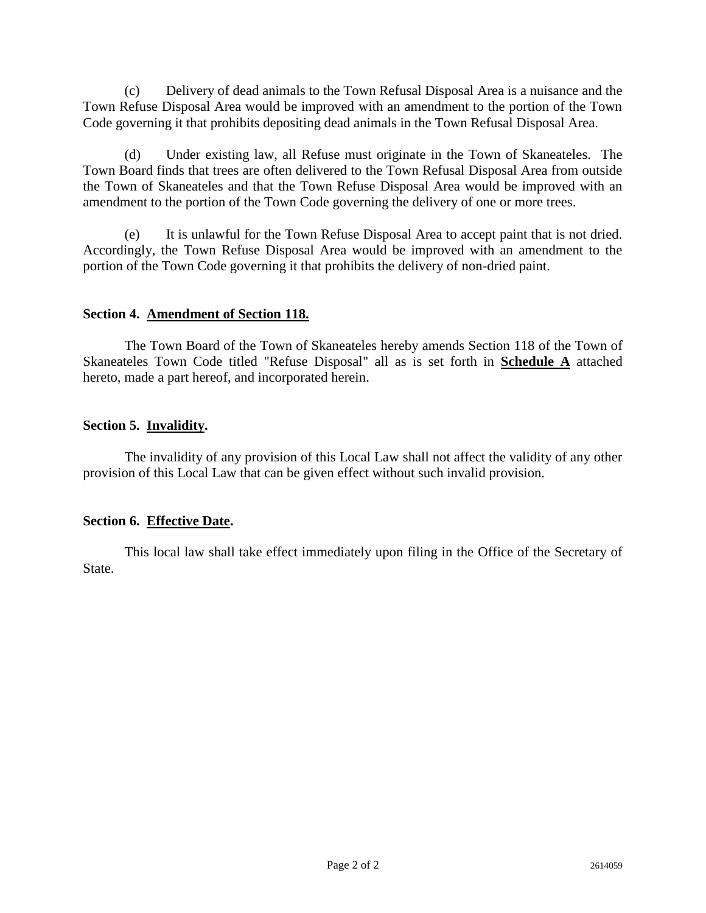(c) Delivery of dead animals to the Town Refusal Disposal Area is a nuisance and the Town Refuse Disposal Area would be improved with an amendment to the portion of the Town Code governing it that prohibits depositing dead animals in the Town Refusal Disposal Area.

(d) Under existing law, all Refuse must originate in the Town of Skaneateles. The Town Board finds that trees are often delivered to the Town Refusal Disposal Area from outside the Town of Skaneateles and that the Town Refuse Disposal Area would be improved with an amendment to the portion of the Town Code governing the delivery of one or more trees.

(e) It is unlawful for the Town Refuse Disposal Area to accept paint that is not dried. Accordingly, the Town Refuse Disposal Area would be improved with an amendment to the portion of the Town Code governing it that prohibits the delivery of non-dried paint.

**Section 4. Amendment of Section 118.**

The Town Board of the Town of Skaneateles hereby amends Section 118 of the Town of Skaneateles Town Code titled "Refuse Disposal" all as is set forth in **Schedule A** attached hereto, made a part hereof, and incorporated herein.

**Section 5. Invalidity.**

The invalidity of any provision of this Local Law shall not affect the validity of any other provision of this Local Law that can be given effect without such invalid provision.

**Section 6. Effective Date.**

This local law shall take effect immediately upon filing in the Office of the Secretary of State.

2614059